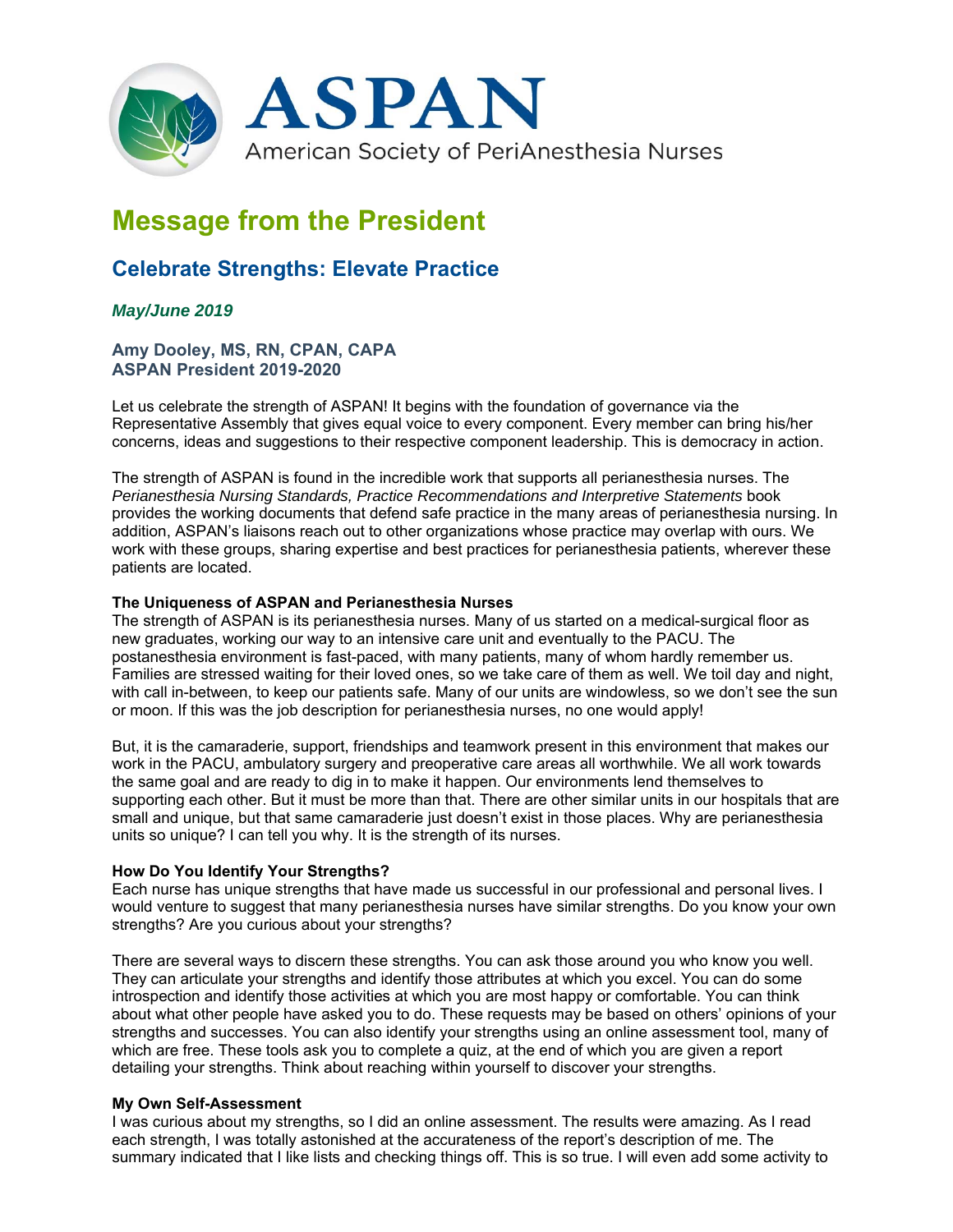ASPAN

American Society of PeriAnesthesia Nurses

# Message from the President

## Celebrate Strengths: Elevate Practice

***May/June 2019***

**Amy Dooley, MS, RN, CPAN, CAPA**
**ASPAN President 2019-2020**

Let us celebrate the strength of ASPAN! It begins with the foundation of governance via the Representative Assembly that gives equal voice to every component. Every member can bring his/her concerns, ideas and suggestions to their respective component leadership. This is democracy in action.

The strength of ASPAN is found in the incredible work that supports all perianesthesia nurses. The *Perianesthesia Nursing Standards, Practice Recommendations and Interpretive Statements* book provides the working documents that defend safe practice in the many areas of perianesthesia nursing. In addition, ASPAN's liaisons reach out to other organizations whose practice may overlap with ours. We work with these groups, sharing expertise and best practices for perianesthesia patients, wherever these patients are located.

### The Uniqueness of ASPAN and Perianesthesia Nurses

The strength of ASPAN is its perianesthesia nurses. Many of us started on a medical-surgical floor as new graduates, working our way to an intensive care unit and eventually to the PACU. The postanesthesia environment is fast-paced, with many patients, many of whom hardly remember us. Families are stressed waiting for their loved ones, so we take care of them as well. We toil day and night, with call in-between, to keep our patients safe. Many of our units are windowless, so we don't see the sun or moon. If this was the job description for perianesthesia nurses, no one would apply!

But, it is the camaraderie, support, friendships and teamwork present in this environment that makes our work in the PACU, ambulatory surgery and preoperative care areas all worthwhile. We all work towards the same goal and are ready to dig in to make it happen. Our environments lend themselves to supporting each other. But it must be more than that. There are other similar units in our hospitals that are small and unique, but that same camaraderie just doesn't exist in those places. Why are perianesthesia units so unique? I can tell you why. It is the strength of its nurses.

### How Do You Identify Your Strengths?

Each nurse has unique strengths that have made us successful in our professional and personal lives. I would venture to suggest that many perianesthesia nurses have similar strengths. Do you know your own strengths? Are you curious about your strengths?

There are several ways to discern these strengths. You can ask those around you who know you well. They can articulate your strengths and identify those attributes at which you excel. You can do some introspection and identify those activities at which you are most happy or comfortable. You can think about what other people have asked you to do. These requests may be based on others' opinions of your strengths and successes. You can also identify your strengths using an online assessment tool, many of which are free. These tools ask you to complete a quiz, at the end of which you are given a report detailing your strengths. Think about reaching within yourself to discover your strengths.

### My Own Self-Assessment

I was curious about my strengths, so I did an online assessment. The results were amazing. As I read each strength, I was totally astonished at the accurateness of the report's description of me. The summary indicated that I like lists and checking things off. This is so true. I will even add some activity to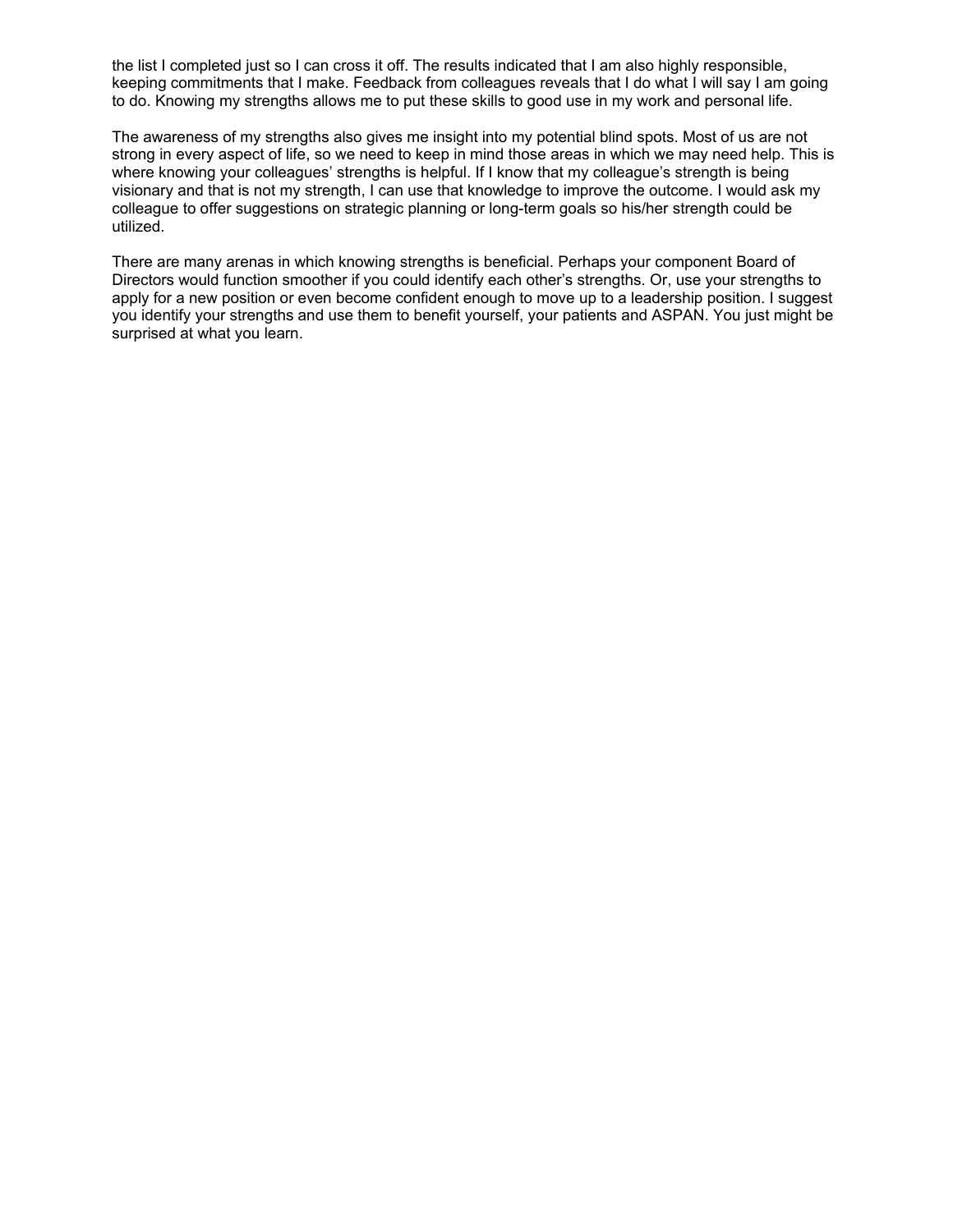the list I completed just so I can cross it off. The results indicated that I am also highly responsible, keeping commitments that I make. Feedback from colleagues reveals that I do what I will say I am going to do. Knowing my strengths allows me to put these skills to good use in my work and personal life.

The awareness of my strengths also gives me insight into my potential blind spots. Most of us are not strong in every aspect of life, so we need to keep in mind those areas in which we may need help. This is where knowing your colleagues' strengths is helpful. If I know that my colleague's strength is being visionary and that is not my strength, I can use that knowledge to improve the outcome. I would ask my colleague to offer suggestions on strategic planning or long-term goals so his/her strength could be utilized.

There are many arenas in which knowing strengths is beneficial. Perhaps your component Board of Directors would function smoother if you could identify each other's strengths. Or, use your strengths to apply for a new position or even become confident enough to move up to a leadership position. I suggest you identify your strengths and use them to benefit yourself, your patients and ASPAN. You just might be surprised at what you learn.